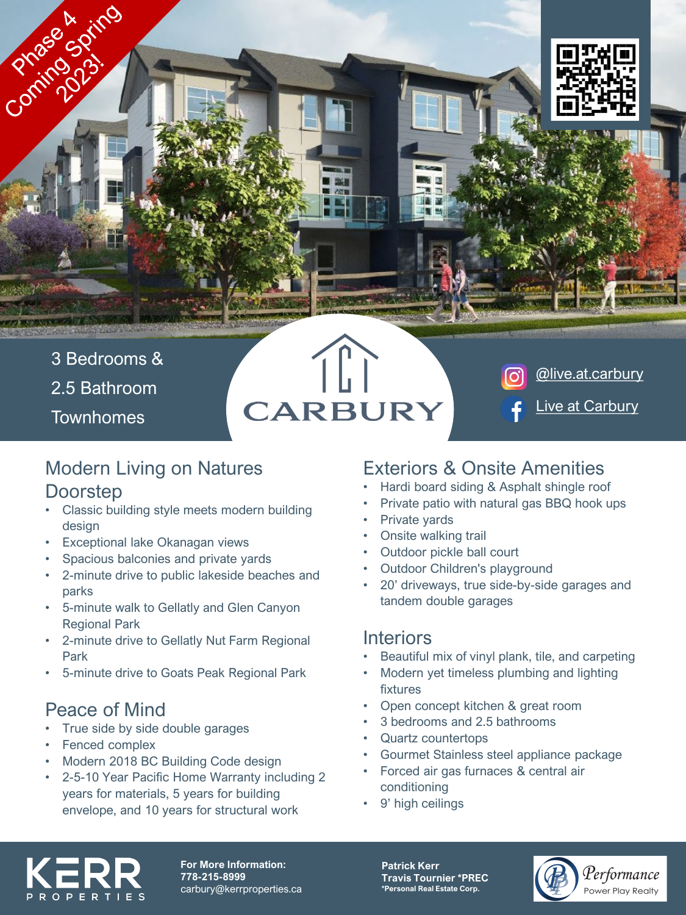Phase 4 Coming Spring 2023!

3 Bedrooms & 2.5 Bathroom Townhomes

# CARBURY

@live.at.carbury

Live at Carbury

## Modern Living on Natures Doorstep

- Classic building style meets modern building design
- Exceptional lake Okanagan views
- Spacious balconies and private yards
- 2-minute drive to public lakeside beaches and parks
- 5-minute walk to Gellatly and Glen Canyon Regional Park
- 2-minute drive to Gellatly Nut Farm Regional Park
- 5-minute drive to Goats Peak Regional Park

## Peace of Mind

- True side by side double garages
- Fenced complex
- Modern 2018 BC Building Code design
- 2-5-10 Year Pacific Home Warranty including 2 years for materials, 5 years for building envelope, and 10 years for structural work

## Exteriors & Onsite Amenities

- Hardi board siding & Asphalt shingle roof
- Private patio with natural gas BBQ hook ups
- Private yards
- Onsite walking trail
- Outdoor pickle ball court
- Outdoor Children's playground
- 20' driveways, true side-by-side garages and tandem double garages

## Interiors

- Beautiful mix of vinyl plank, tile, and carpeting
- Modern yet timeless plumbing and lighting fixtures
- Open concept kitchen & great room
- 3 bedrooms and 2.5 bathrooms
- Quartz countertops
- Gourmet Stainless steel appliance package
- Forced air gas furnaces & central air conditioning
- 9' high ceilings

KERR PROPERTIES

**For More Information:**
**778-215-8999**
carbury@kerrproperties.ca

**Patrick Kerr**
**Travis Tournier *PREC**
***Personal Real Estate Corp.**

Performance Power Play Realty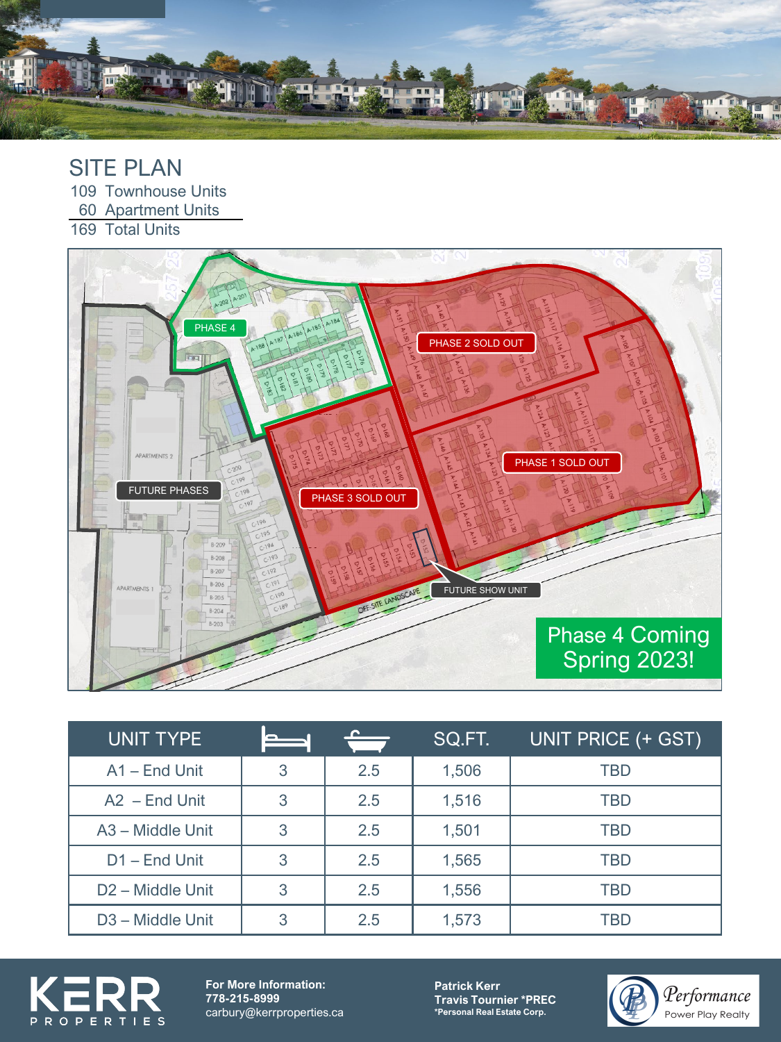## SITE PLAN

109 Townhouse Units
60 Apartment Units
169 Total Units

PHASE 4

PHASE 2 SOLD OUT

PHASE 1 SOLD OUT

PHASE 3 SOLD OUT

FUTURE PHASES

FUTURE SHOW UNIT

Phase 4 Coming Spring 2023!

| UNIT TYPE | Bedrooms | Bathrooms | SQ.FT. | UNIT PRICE (+ GST) |
|---|---|---|---|---|
| A1 – End Unit | 3 | 2.5 | 1,506 | TBD |
| A2 – End Unit | 3 | 2.5 | 1,516 | TBD |
| A3 – Middle Unit | 3 | 2.5 | 1,501 | TBD |
| D1 – End Unit | 3 | 2.5 | 1,565 | TBD |
| D2 – Middle Unit | 3 | 2.5 | 1,556 | TBD |
| D3 – Middle Unit | 3 | 2.5 | 1,573 | TBD |

KERR PROPERTIES

**For More Information:**
**778-215-8999**
carbury@kerrproperties.ca

**Patrick Kerr**
**Travis Tournier *PREC**
***Personal Real Estate Corp.**

Performance Power Play Realty